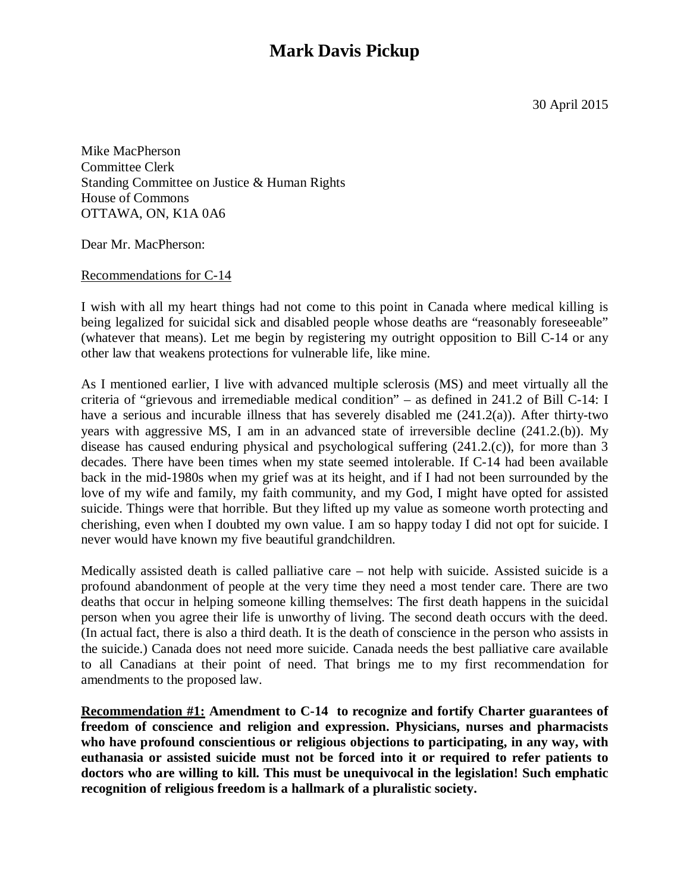# Mark Davis Pickup

30 April 2015

Mike MacPherson
Committee Clerk
Standing Committee on Justice & Human Rights
House of Commons
OTTAWA, ON, K1A 0A6

Dear Mr. MacPherson:

Recommendations for C-14

I wish with all my heart things had not come to this point in Canada where medical killing is being legalized for suicidal sick and disabled people whose deaths are "reasonably foreseeable" (whatever that means). Let me begin by registering my outright opposition to Bill C-14 or any other law that weakens protections for vulnerable life, like mine.

As I mentioned earlier, I live with advanced multiple sclerosis (MS) and meet virtually all the criteria of "grievous and irremediable medical condition" – as defined in 241.2 of Bill C-14: I have a serious and incurable illness that has severely disabled me (241.2(a)). After thirty-two years with aggressive MS, I am in an advanced state of irreversible decline (241.2.(b)). My disease has caused enduring physical and psychological suffering (241.2.(c)), for more than 3 decades. There have been times when my state seemed intolerable. If C-14 had been available back in the mid-1980s when my grief was at its height, and if I had not been surrounded by the love of my wife and family, my faith community, and my God, I might have opted for assisted suicide. Things were that horrible. But they lifted up my value as someone worth protecting and cherishing, even when I doubted my own value. I am so happy today I did not opt for suicide. I never would have known my five beautiful grandchildren.

Medically assisted death is called palliative care – not help with suicide. Assisted suicide is a profound abandonment of people at the very time they need a most tender care. There are two deaths that occur in helping someone killing themselves: The first death happens in the suicidal person when you agree their life is unworthy of living. The second death occurs with the deed. (In actual fact, there is also a third death. It is the death of conscience in the person who assists in the suicide.) Canada does not need more suicide. Canada needs the best palliative care available to all Canadians at their point of need. That brings me to my first recommendation for amendments to the proposed law.

**Recommendation #1: Amendment to C-14 to recognize and fortify Charter guarantees of freedom of conscience and religion and expression. Physicians, nurses and pharmacists who have profound conscientious or religious objections to participating, in any way, with euthanasia or assisted suicide must not be forced into it or required to refer patients to doctors who are willing to kill. This must be unequivocal in the legislation! Such emphatic recognition of religious freedom is a hallmark of a pluralistic society.**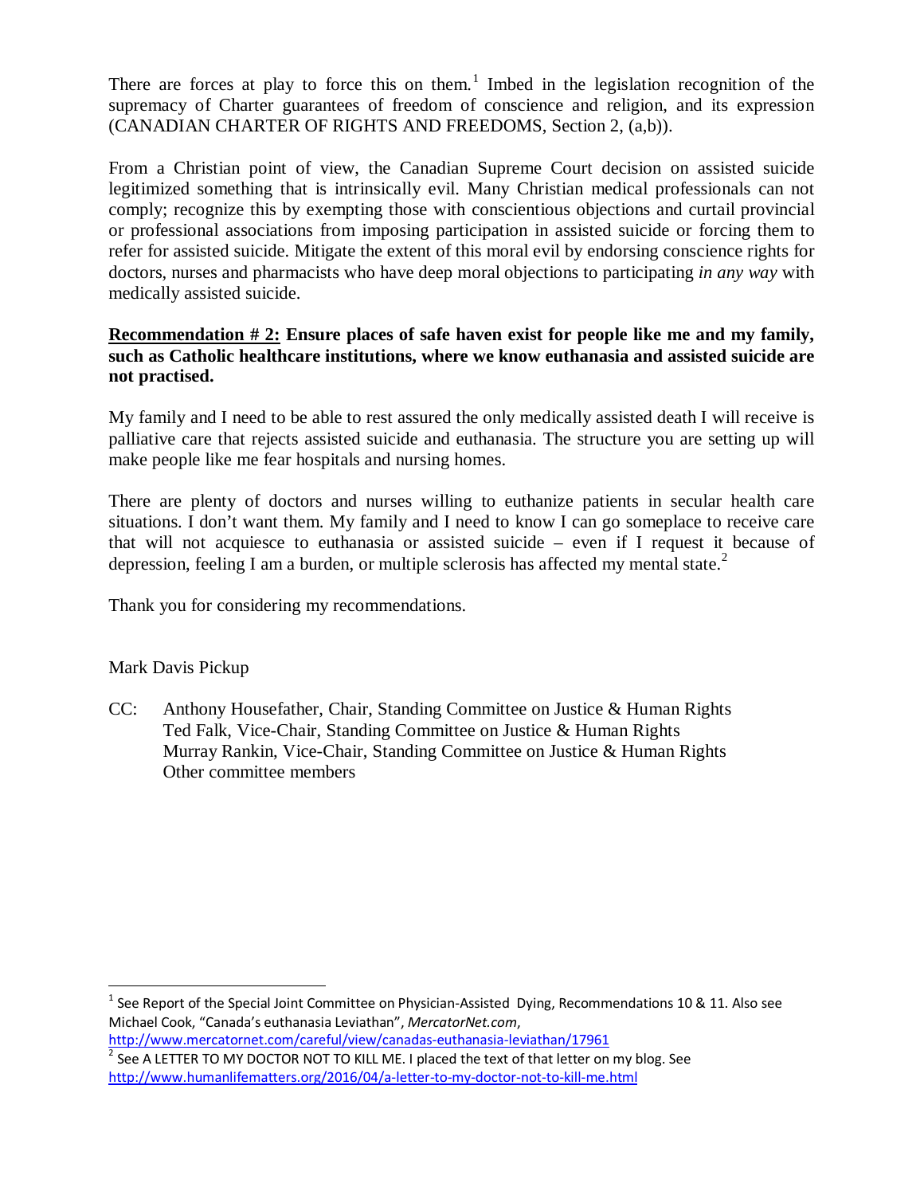There are forces at play to force this on them.[1] Imbed in the legislation recognition of the supremacy of Charter guarantees of freedom of conscience and religion, and its expression (CANADIAN CHARTER OF RIGHTS AND FREEDOMS, Section 2, (a,b)).

From a Christian point of view, the Canadian Supreme Court decision on assisted suicide legitimized something that is intrinsically evil. Many Christian medical professionals can not comply; recognize this by exempting those with conscientious objections and curtail provincial or professional associations from imposing participation in assisted suicide or forcing them to refer for assisted suicide. Mitigate the extent of this moral evil by endorsing conscience rights for doctors, nurses and pharmacists who have deep moral objections to participating *in any way* with medically assisted suicide.

**<u>Recommendation # 2:</u> Ensure places of safe haven exist for people like me and my family, such as Catholic healthcare institutions, where we know euthanasia and assisted suicide are not practised.**

My family and I need to be able to rest assured the only medically assisted death I will receive is palliative care that rejects assisted suicide and euthanasia. The structure you are setting up will make people like me fear hospitals and nursing homes.

There are plenty of doctors and nurses willing to euthanize patients in secular health care situations. I don't want them. My family and I need to know I can go someplace to receive care that will not acquiesce to euthanasia or assisted suicide – even if I request it because of depression, feeling I am a burden, or multiple sclerosis has affected my mental state.[2]

Thank you for considering my recommendations.

Mark Davis Pickup

CC: Anthony Housefather, Chair, Standing Committee on Justice & Human Rights
Ted Falk, Vice-Chair, Standing Committee on Justice & Human Rights
Murray Rankin, Vice-Chair, Standing Committee on Justice & Human Rights
Other committee members

---

[1] See Report of the Special Joint Committee on Physician-Assisted Dying, Recommendations 10 & 11. Also see Michael Cook, "Canada's euthanasia Leviathan", *MercatorNet.com*, http://www.mercatornet.com/careful/view/canadas-euthanasia-leviathan/17961

[2] See A LETTER TO MY DOCTOR NOT TO KILL ME. I placed the text of that letter on my blog. See http://www.humanlifematters.org/2016/04/a-letter-to-my-doctor-not-to-kill-me.html